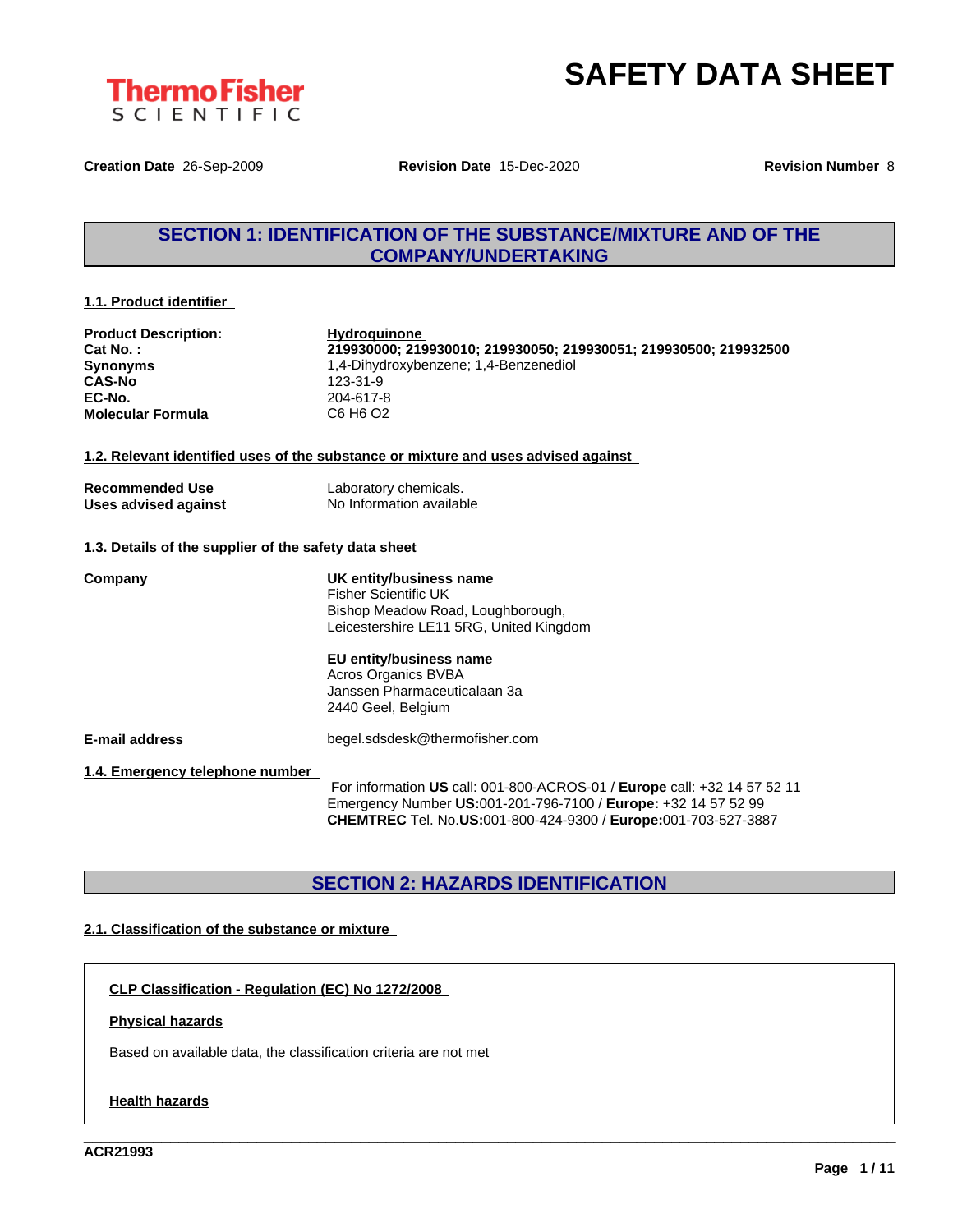ThermoFisher SCIENTIFIC

# SAFETY DATA SHEET

**Creation Date** 26-Sep-2009 **Revision Date** 15-Dec-2020 **Revision Number** 8

## SECTION 1: IDENTIFICATION OF THE SUBSTANCE/MIXTURE AND OF THE COMPANY/UNDERTAKING

### 1.1. Product identifier

| | |
|---|---|
| **Product Description:** | **Hydroquinone** |
| **Cat No. :** | **219930000; 219930010; 219930050; 219930051; 219930500; 219932500** |
| **Synonyms** | 1,4-Dihydroxybenzene; 1,4-Benzenediol |
| **CAS-No** | 123-31-9 |
| **EC-No.** | 204-617-8 |
| **Molecular Formula** | C6 H6 O2 |

### 1.2. Relevant identified uses of the substance or mixture and uses advised against

| | |
|---|---|
| **Recommended Use** | Laboratory chemicals. |
| **Uses advised against** | No Information available |

### 1.3. Details of the supplier of the safety data sheet

**Company**

**UK entity/business name**
Fisher Scientific UK
Bishop Meadow Road, Loughborough,
Leicestershire LE11 5RG, United Kingdom

**EU entity/business name**
Acros Organics BVBA
Janssen Pharmaceuticalaan 3a
2440 Geel, Belgium

**E-mail address** begel.sdsdesk@thermofisher.com

### 1.4. Emergency telephone number

For information **US** call: 001-800-ACROS-01 / **Europe** call: +32 14 57 52 11
Emergency Number **US:**001-201-796-7100 / **Europe:** +32 14 57 52 99
**CHEMTREC** Tel. No.**US:**001-800-424-9300 / **Europe:**001-703-527-3887

## SECTION 2: HAZARDS IDENTIFICATION

### 2.1. Classification of the substance or mixture

**CLP Classification - Regulation (EC) No 1272/2008**

**Physical hazards**

Based on available data, the classification criteria are not met

**Health hazards**

ACR21993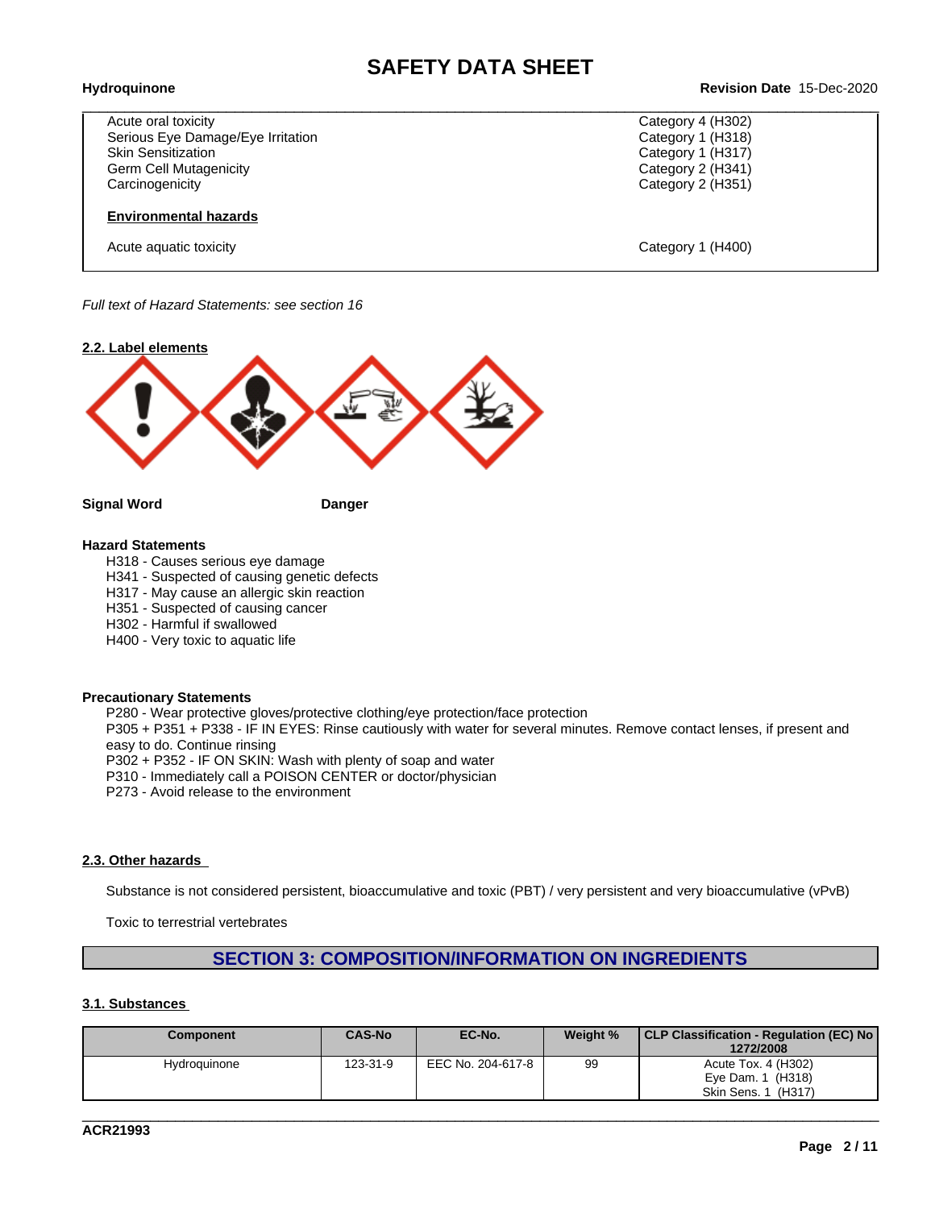| | |
|---|---|
| Acute oral toxicity | Category 4 (H302) |
| Serious Eye Damage/Eye Irritation | Category 1 (H318) |
| Skin Sensitization | Category 1 (H317) |
| Germ Cell Mutagenicity | Category 2 (H341) |
| Carcinogenicity | Category 2 (H351) |
| **Environmental hazards** | |
| Acute aquatic toxicity | Category 1 (H400) |

*Full text of Hazard Statements: see section 16*

**2.2. Label elements**

**Signal Word** **Danger**

**Hazard Statements**

H318 - Causes serious eye damage
H341 - Suspected of causing genetic defects
H317 - May cause an allergic skin reaction
H351 - Suspected of causing cancer
H302 - Harmful if swallowed
H400 - Very toxic to aquatic life

**Precautionary Statements**

P280 - Wear protective gloves/protective clothing/eye protection/face protection
P305 + P351 + P338 - IF IN EYES: Rinse cautiously with water for several minutes. Remove contact lenses, if present and easy to do. Continue rinsing
P302 + P352 - IF ON SKIN: Wash with plenty of soap and water
P310 - Immediately call a POISON CENTER or doctor/physician
P273 - Avoid release to the environment

**2.3. Other hazards**

Substance is not considered persistent, bioaccumulative and toxic (PBT) / very persistent and very bioaccumulative (vPvB)

Toxic to terrestrial vertebrates

## SECTION 3: COMPOSITION/INFORMATION ON INGREDIENTS

**3.1. Substances**

| Component | CAS-No | EC-No. | Weight % | CLP Classification - Regulation (EC) No 1272/2008 |
|---|---|---|---|---|
| Hydroquinone | 123-31-9 | EEC No. 204-617-8 | 99 | Acute Tox. 4 (H302)<br>Eye Dam. 1 (H318)<br>Skin Sens. 1 (H317) |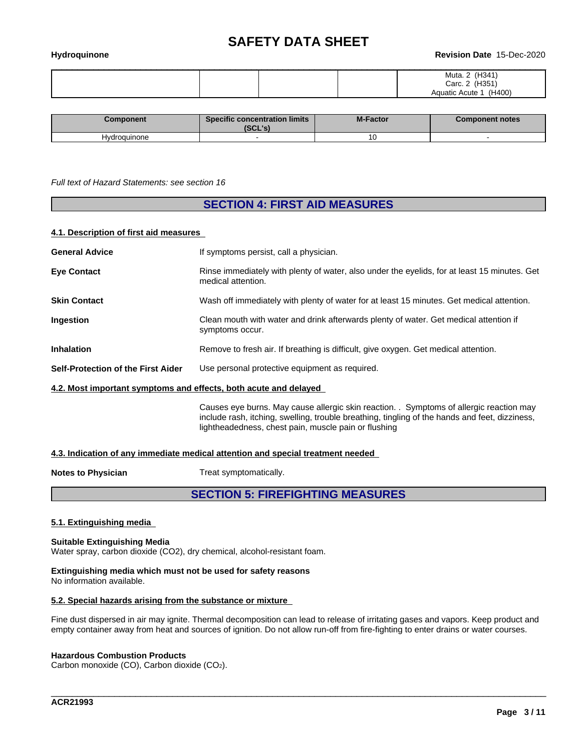|  |  |  |  | Muta. 2 (H341)<br>Carc. 2 (H351)<br>Aquatic Acute 1 (H400) |
|---|---|---|---|---|

| Component | Specific concentration limits (SCL's) | M-Factor | Component notes |
|---|---|---|---|
| Hydroquinone | - | 10 | - |

*Full text of Hazard Statements: see section 16*

## SECTION 4: FIRST AID MEASURES

### 4.1. Description of first aid measures

**General Advice** If symptoms persist, call a physician.

**Eye Contact** Rinse immediately with plenty of water, also under the eyelids, for at least 15 minutes. Get medical attention.

**Skin Contact** Wash off immediately with plenty of water for at least 15 minutes. Get medical attention.

**Ingestion** Clean mouth with water and drink afterwards plenty of water. Get medical attention if symptoms occur.

**Inhalation** Remove to fresh air. If breathing is difficult, give oxygen. Get medical attention.

**Self-Protection of the First Aider** Use personal protective equipment as required.

### 4.2. Most important symptoms and effects, both acute and delayed

Causes eye burns. May cause allergic skin reaction. . Symptoms of allergic reaction may include rash, itching, swelling, trouble breathing, tingling of the hands and feet, dizziness, lightheadedness, chest pain, muscle pain or flushing

### 4.3. Indication of any immediate medical attention and special treatment needed

**Notes to Physician** Treat symptomatically.

## SECTION 5: FIREFIGHTING MEASURES

### 5.1. Extinguishing media

**Suitable Extinguishing Media**
Water spray, carbon dioxide ($CO_2$), dry chemical, alcohol-resistant foam.

**Extinguishing media which must not be used for safety reasons**
No information available.

### 5.2. Special hazards arising from the substance or mixture

Fine dust dispersed in air may ignite. Thermal decomposition can lead to release of irritating gases and vapors. Keep product and empty container away from heat and sources of ignition. Do not allow run-off from fire-fighting to enter drains or water courses.

**Hazardous Combustion Products**
Carbon monoxide (CO), Carbon dioxide ($CO_2$).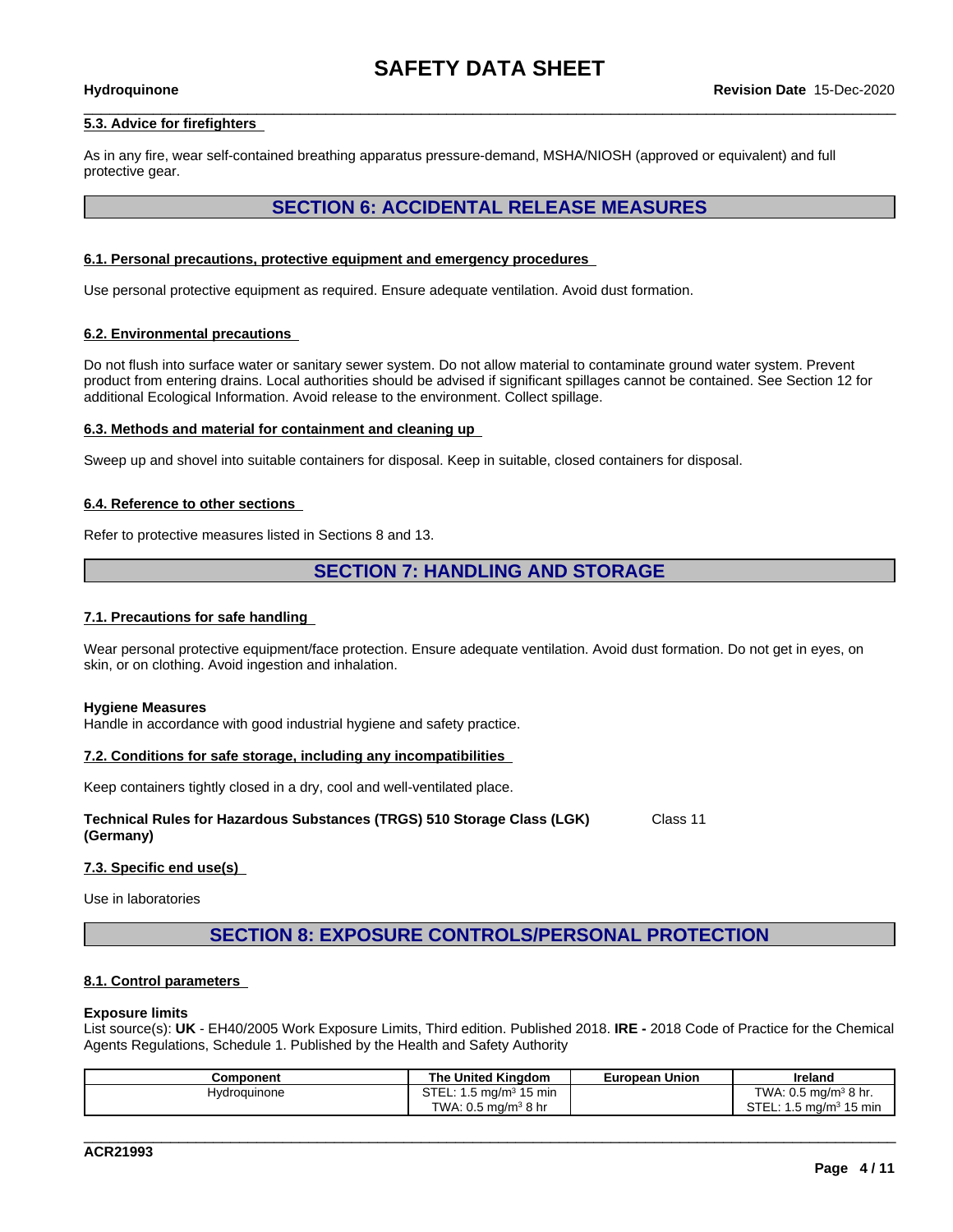### 5.3. Advice for firefighters

As in any fire, wear self-contained breathing apparatus pressure-demand, MSHA/NIOSH (approved or equivalent) and full protective gear.

## SECTION 6: ACCIDENTAL RELEASE MEASURES

### 6.1. Personal precautions, protective equipment and emergency procedures

Use personal protective equipment as required. Ensure adequate ventilation. Avoid dust formation.

### 6.2. Environmental precautions

Do not flush into surface water or sanitary sewer system. Do not allow material to contaminate ground water system. Prevent product from entering drains. Local authorities should be advised if significant spillages cannot be contained. See Section 12 for additional Ecological Information. Avoid release to the environment. Collect spillage.

### 6.3. Methods and material for containment and cleaning up

Sweep up and shovel into suitable containers for disposal. Keep in suitable, closed containers for disposal.

### 6.4. Reference to other sections

Refer to protective measures listed in Sections 8 and 13.

## SECTION 7: HANDLING AND STORAGE

### 7.1. Precautions for safe handling

Wear personal protective equipment/face protection. Ensure adequate ventilation. Avoid dust formation. Do not get in eyes, on skin, or on clothing. Avoid ingestion and inhalation.

**Hygiene Measures**
Handle in accordance with good industrial hygiene and safety practice.

### 7.2. Conditions for safe storage, including any incompatibilities

Keep containers tightly closed in a dry, cool and well-ventilated place.

**Technical Rules for Hazardous Substances (TRGS) 510 Storage Class (LGK) (Germany)** Class 11

### 7.3. Specific end use(s)

Use in laboratories

## SECTION 8: EXPOSURE CONTROLS/PERSONAL PROTECTION

### 8.1. Control parameters

**Exposure limits**
List source(s): **UK** - EH40/2005 Work Exposure Limits, Third edition. Published 2018. **IRE -** 2018 Code of Practice for the Chemical Agents Regulations, Schedule 1. Published by the Health and Safety Authority

| Component | The United Kingdom | European Union | Ireland |
|---|---|---|---|
| Hydroquinone | STEL: 1.5 mg/m³ 15 min<br>TWA: 0.5 mg/m³ 8 hr | | TWA: 0.5 mg/m³ 8 hr.<br>STEL: 1.5 mg/m³ 15 min |

ACR21993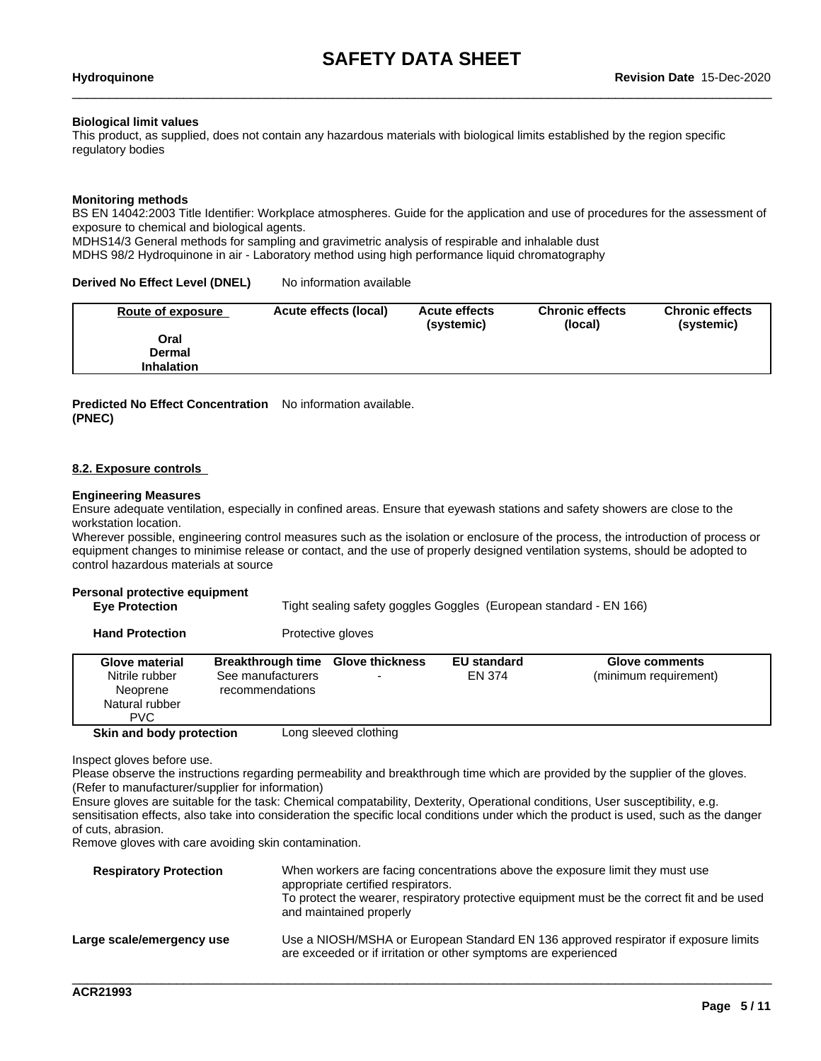**Biological limit values**

This product, as supplied, does not contain any hazardous materials with biological limits established by the region specific regulatory bodies

**Monitoring methods**

BS EN 14042:2003 Title Identifier: Workplace atmospheres. Guide for the application and use of procedures for the assessment of exposure to chemical and biological agents.
MDHS14/3 General methods for sampling and gravimetric analysis of respirable and inhalable dust
MDHS 98/2 Hydroquinone in air - Laboratory method using high performance liquid chromatography

**Derived No Effect Level (DNEL)** No information available

| Route of exposure | Acute effects (local) | Acute effects (systemic) | Chronic effects (local) | Chronic effects (systemic) |
|---|---|---|---|---|
| **Oral** | | | | |
| **Dermal** | | | | |
| **Inhalation** | | | | |

**Predicted No Effect Concentration (PNEC)** No information available.

## 8.2. Exposure controls

**Engineering Measures**

Ensure adequate ventilation, especially in confined areas. Ensure that eyewash stations and safety showers are close to the workstation location.
Wherever possible, engineering control measures such as the isolation or enclosure of the process, the introduction of process or equipment changes to minimise release or contact, and the use of properly designed ventilation systems, should be adopted to control hazardous materials at source

**Personal protective equipment**

**Eye Protection** Tight sealing safety goggles Goggles (European standard - EN 166)

**Hand Protection** Protective gloves

| Glove material | Breakthrough time | Glove thickness | EU standard | Glove comments |
|---|---|---|---|---|
| Nitrile rubber<br>Neoprene<br>Natural rubber<br>PVC | See manufacturers recommendations | - | EN 374 | (minimum requirement) |

**Skin and body protection** Long sleeved clothing

Inspect gloves before use.
Please observe the instructions regarding permeability and breakthrough time which are provided by the supplier of the gloves. (Refer to manufacturer/supplier for information)
Ensure gloves are suitable for the task: Chemical compatability, Dexterity, Operational conditions, User susceptibility, e.g. sensitisation effects, also take into consideration the specific local conditions under which the product is used, such as the danger of cuts, abrasion.
Remove gloves with care avoiding skin contamination.

**Respiratory Protection** When workers are facing concentrations above the exposure limit they must use appropriate certified respirators.
To protect the wearer, respiratory protective equipment must be the correct fit and be used and maintained properly

**Large scale/emergency use** Use a NIOSH/MSHA or European Standard EN 136 approved respirator if exposure limits are exceeded or if irritation or other symptoms are experienced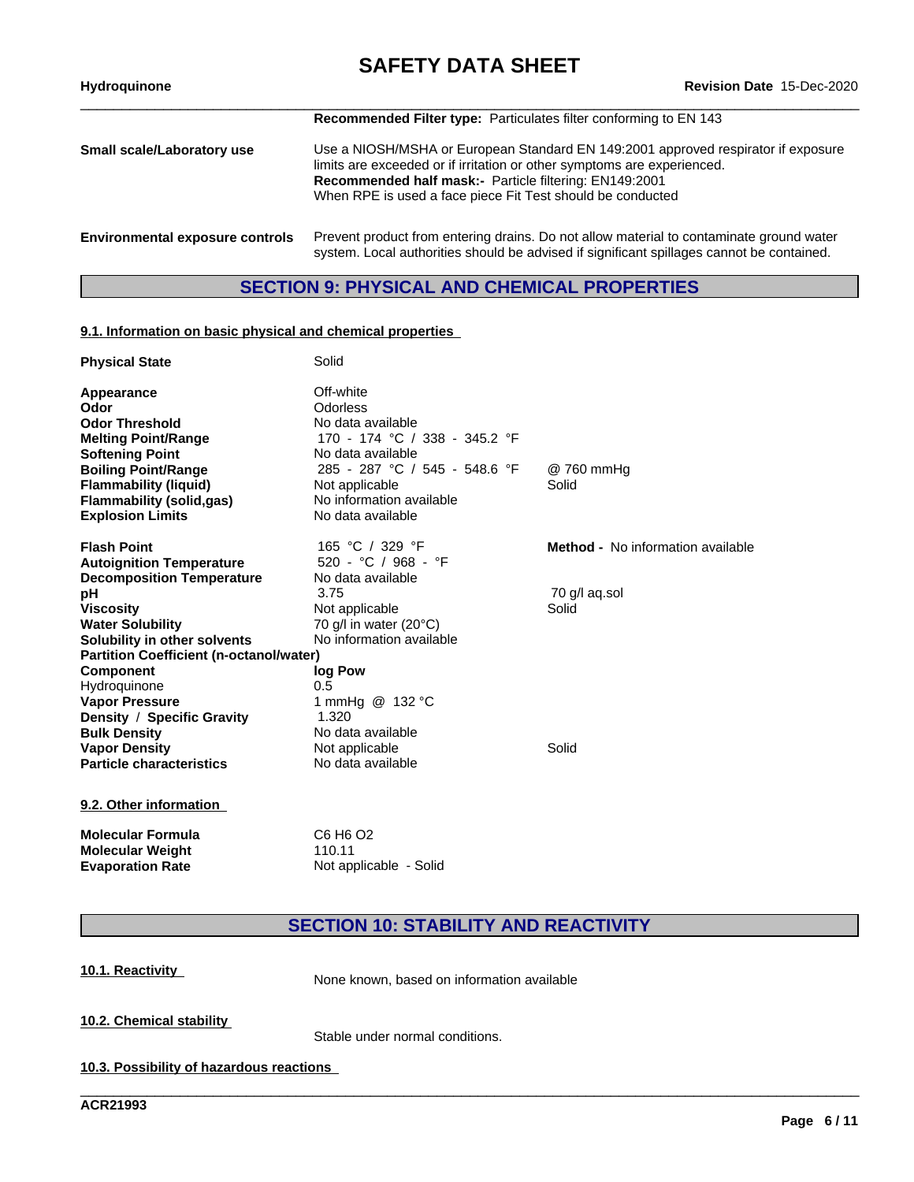| | |
|---|---|
| | **Recommended Filter type:** Particulates filter conforming to EN 143 |
| **Small scale/Laboratory use** | Use a NIOSH/MSHA or European Standard EN 149:2001 approved respirator if exposure limits are exceeded or if irritation or other symptoms are experienced.<br>**Recommended half mask:-** Particle filtering: EN149:2001<br>When RPE is used a face piece Fit Test should be conducted |
| **Environmental exposure controls** | Prevent product from entering drains. Do not allow material to contaminate ground water system. Local authorities should be advised if significant spillages cannot be contained. |

## SECTION 9: PHYSICAL AND CHEMICAL PROPERTIES

### 9.1. Information on basic physical and chemical properties

| | | |
|---|---|---|
| **Physical State** | Solid | |
| **Appearance** | Off-white | |
| **Odor** | Odorless | |
| **Odor Threshold** | No data available | |
| **Melting Point/Range** | 170 - 174 °C / 338 - 345.2 °F | |
| **Softening Point** | No data available | |
| **Boiling Point/Range** | 285 - 287 °C / 545 - 548.6 °F | @ 760 mmHg |
| **Flammability (liquid)** | Not applicable | Solid |
| **Flammability (solid,gas)** | No information available | |
| **Explosion Limits** | No data available | |
| **Flash Point** | 165 °C / 329 °F | **Method -** No information available |
| **Autoignition Temperature** | 520 - °C / 968 - °F | |
| **Decomposition Temperature** | No data available | |
| **pH** | 3.75 | 70 g/l aq.sol |
| **Viscosity** | Not applicable | Solid |
| **Water Solubility** | 70 g/l in water (20°C) | |
| **Solubility in other solvents** | No information available | |
| **Partition Coefficient (n-octanol/water)** | | |
| **Component** | **log Pow** | |
| Hydroquinone | 0.5 | |
| **Vapor Pressure** | 1 mmHg @ 132 °C | |
| **Density / Specific Gravity** | 1.320 | |
| **Bulk Density** | No data available | |
| **Vapor Density** | Not applicable | Solid |
| **Particle characteristics** | No data available | |

### 9.2. Other information

| | |
|---|---|
| **Molecular Formula** | C6 H6 O2 |
| **Molecular Weight** | 110.11 |
| **Evaporation Rate** | Not applicable - Solid |

## SECTION 10: STABILITY AND REACTIVITY

### 10.1. Reactivity

None known, based on information available

### 10.2. Chemical stability

Stable under normal conditions.

### 10.3. Possibility of hazardous reactions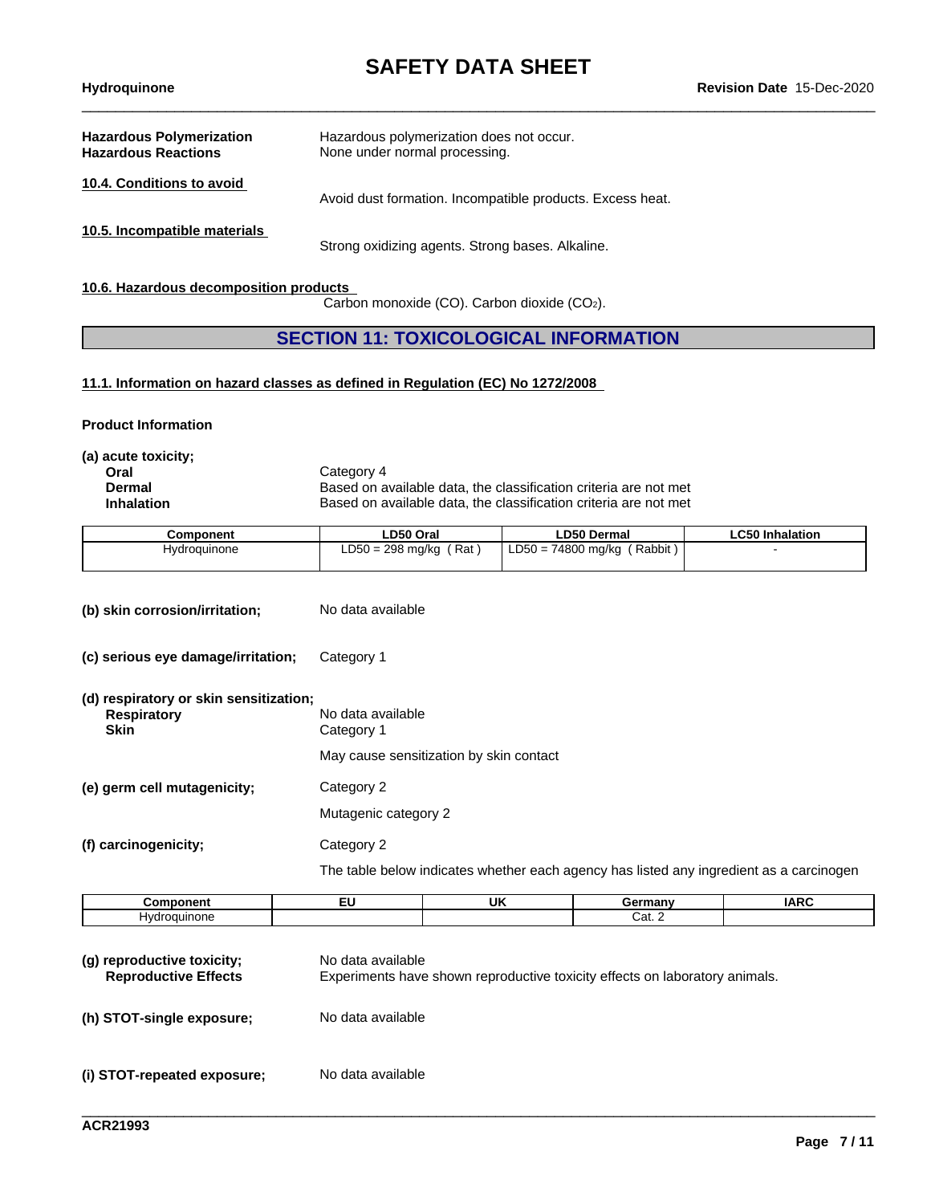| | |
|---|---|
| **Hazardous Polymerization** | Hazardous polymerization does not occur. |
| **Hazardous Reactions** | None under normal processing. |

**10.4. Conditions to avoid**

Avoid dust formation. Incompatible products. Excess heat.

**10.5. Incompatible materials**

Strong oxidizing agents. Strong bases. Alkaline.

**10.6. Hazardous decomposition products**

Carbon monoxide (CO). Carbon dioxide ($CO_2$).

## SECTION 11: TOXICOLOGICAL INFORMATION

**11.1. Information on hazard classes as defined in Regulation (EC) No 1272/2008**

**Product Information**

**(a) acute toxicity;**

| | |
|---|---|
| **Oral** | Category 4 |
| **Dermal** | Based on available data, the classification criteria are not met |
| **Inhalation** | Based on available data, the classification criteria are not met |

| Component | LD50 Oral | LD50 Dermal | LC50 Inhalation |
|---|---|---|---|
| Hydroquinone | LD50 = 298 mg/kg ( Rat ) | LD50 = 74800 mg/kg ( Rabbit ) | - |

**(b) skin corrosion/irritation;** No data available

**(c) serious eye damage/irritation;** Category 1

**(d) respiratory or skin sensitization;**

| | |
|---|---|
| **Respiratory** | No data available |
| **Skin** | Category 1 |

May cause sensitization by skin contact

**(e) germ cell mutagenicity;** Category 2

Mutagenic category 2

**(f) carcinogenicity;** Category 2

The table below indicates whether each agency has listed any ingredient as a carcinogen

| Component | EU | UK | Germany | IARC |
|---|---|---|---|---|
| Hydroquinone | | | Cat. 2 | |

**(g) reproductive toxicity;** No data available

**Reproductive Effects** Experiments have shown reproductive toxicity effects on laboratory animals.

**(h) STOT-single exposure;** No data available

**(i) STOT-repeated exposure;** No data available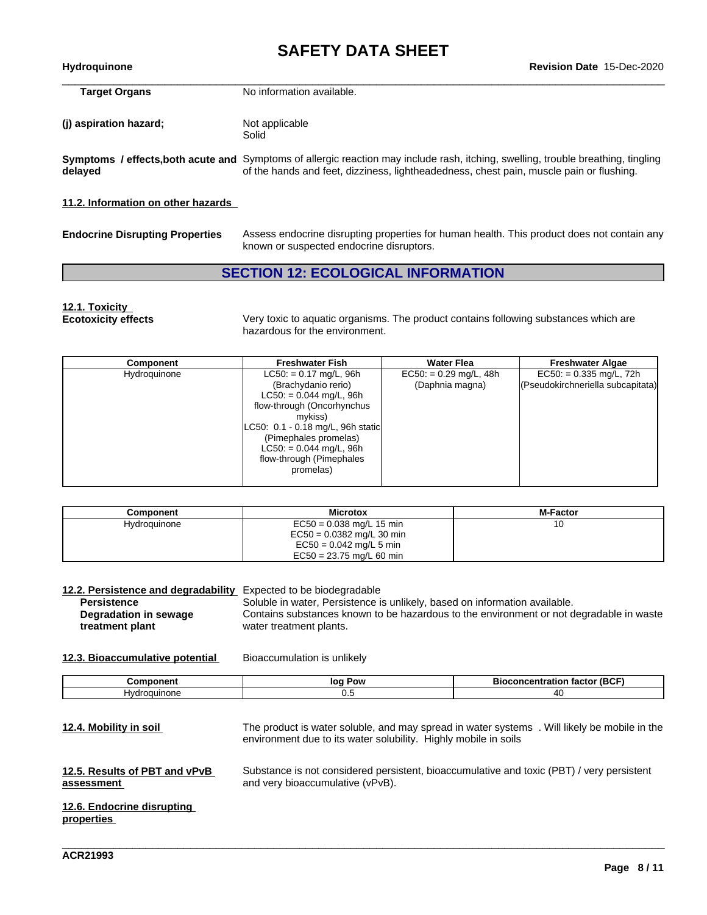**Target Organs** No information available.

**(j) aspiration hazard;** Not applicable
Solid

**Symptoms / effects,both acute and delayed** Symptoms of allergic reaction may include rash, itching, swelling, trouble breathing, tingling of the hands and feet, dizziness, lightheadedness, chest pain, muscle pain or flushing.

**11.2. Information on other hazards**

**Endocrine Disrupting Properties** Assess endocrine disrupting properties for human health. This product does not contain any known or suspected endocrine disruptors.

## SECTION 12: ECOLOGICAL INFORMATION

**12.1. Toxicity**

**Ecotoxicity effects** Very toxic to aquatic organisms. The product contains following substances which are hazardous for the environment.

| Component | Freshwater Fish | Water Flea | Freshwater Algae |
|---|---|---|---|
| Hydroquinone | LC50: = 0.17 mg/L, 96h (Brachydanio rerio) LC50: = 0.044 mg/L, 96h flow-through (Oncorhynchus mykiss) LC50: 0.1 - 0.18 mg/L, 96h static (Pimephales promelas) LC50: = 0.044 mg/L, 96h flow-through (Pimephales promelas) | EC50: = 0.29 mg/L, 48h (Daphnia magna) | EC50: = 0.335 mg/L, 72h (Pseudokirchneriella subcapitata) |

| Component | Microtox | M-Factor |
|---|---|---|
| Hydroquinone | EC50 = 0.038 mg/L 15 min EC50 = 0.0382 mg/L 30 min EC50 = 0.042 mg/L 5 min EC50 = 23.75 mg/L 60 min | 10 |

**12.2. Persistence and degradability** Expected to be biodegradable

**Persistence** Soluble in water, Persistence is unlikely, based on information available.

**Degradation in sewage treatment plant** Contains substances known to be hazardous to the environment or not degradable in waste water treatment plants.

**12.3. Bioaccumulative potential** Bioaccumulation is unlikely

| Component | log Pow | Bioconcentration factor (BCF) |
|---|---|---|
| Hydroquinone | 0.5 | 40 |

**12.4. Mobility in soil** The product is water soluble, and may spread in water systems . Will likely be mobile in the environment due to its water solubility. Highly mobile in soils

**12.5. Results of PBT and vPvB assessment** Substance is not considered persistent, bioaccumulative and toxic (PBT) / very persistent and very bioaccumulative (vPvB).

**12.6. Endocrine disrupting properties**

ACR21993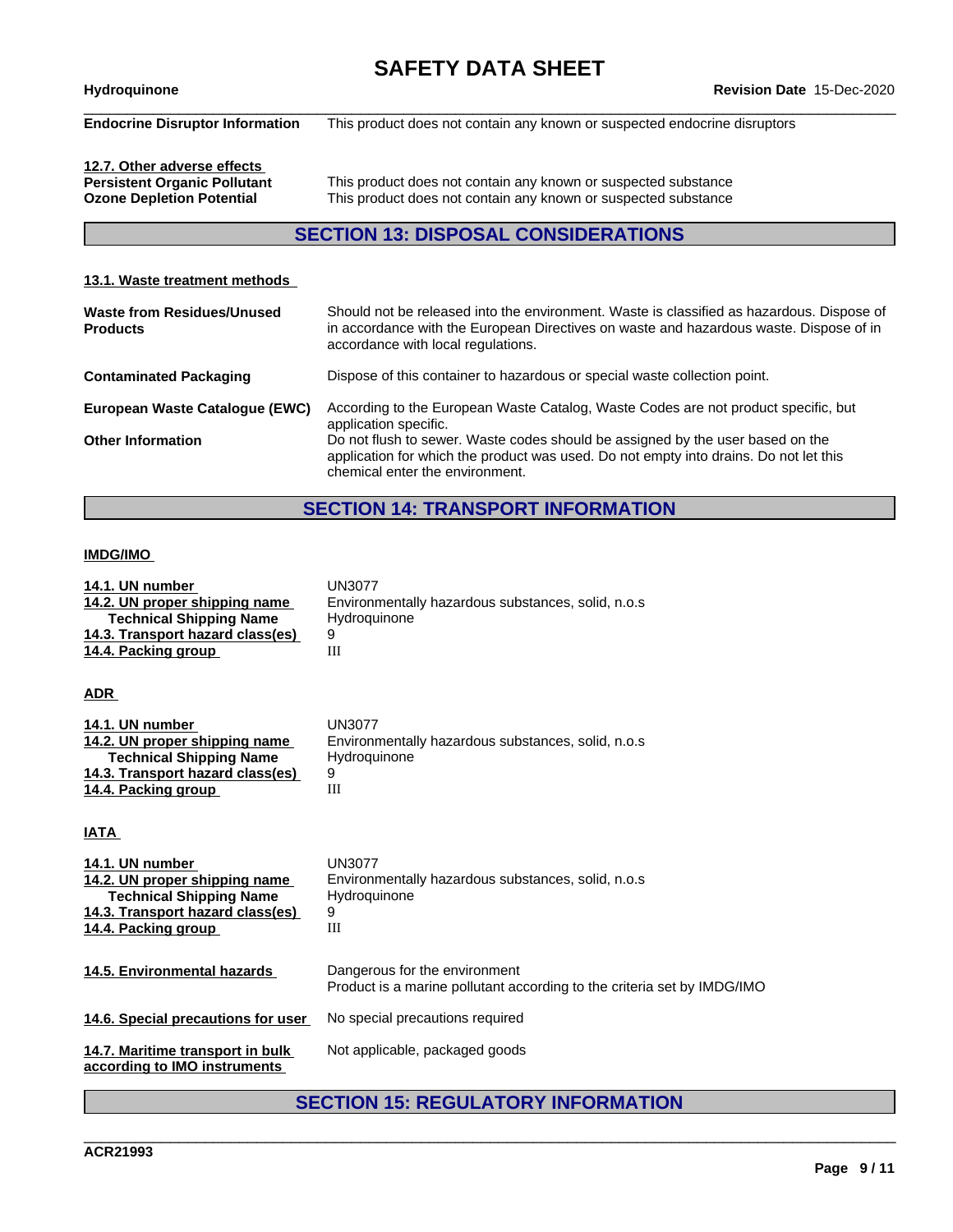**Endocrine Disruptor Information** This product does not contain any known or suspected endocrine disruptors

**12.7. Other adverse effects**

| | |
|---|---|
| **Persistent Organic Pollutant** | This product does not contain any known or suspected substance |
| **Ozone Depletion Potential** | This product does not contain any known or suspected substance |

## SECTION 13: DISPOSAL CONSIDERATIONS

**13.1. Waste treatment methods**

| | |
|---|---|
| **Waste from Residues/Unused Products** | Should not be released into the environment. Waste is classified as hazardous. Dispose of in accordance with the European Directives on waste and hazardous waste. Dispose of in accordance with local regulations. |
| **Contaminated Packaging** | Dispose of this container to hazardous or special waste collection point. |
| **European Waste Catalogue (EWC)** | According to the European Waste Catalog, Waste Codes are not product specific, but application specific. |
| **Other Information** | Do not flush to sewer. Waste codes should be assigned by the user based on the application for which the product was used. Do not empty into drains. Do not let this chemical enter the environment. |

## SECTION 14: TRANSPORT INFORMATION

**IMDG/IMO**

| | |
|---|---|
| **14.1. UN number** | UN3077 |
| **14.2. UN proper shipping name** | Environmentally hazardous substances, solid, n.o.s |
| **Technical Shipping Name** | Hydroquinone |
| **14.3. Transport hazard class(es)** | 9 |
| **14.4. Packing group** | III |

**ADR**

| | |
|---|---|
| **14.1. UN number** | UN3077 |
| **14.2. UN proper shipping name** | Environmentally hazardous substances, solid, n.o.s |
| **Technical Shipping Name** | Hydroquinone |
| **14.3. Transport hazard class(es)** | 9 |
| **14.4. Packing group** | III |

**IATA**

| | |
|---|---|
| **14.1. UN number** | UN3077 |
| **14.2. UN proper shipping name** | Environmentally hazardous substances, solid, n.o.s |
| **Technical Shipping Name** | Hydroquinone |
| **14.3. Transport hazard class(es)** | 9 |
| **14.4. Packing group** | III |

| | |
|---|---|
| **14.5. Environmental hazards** | Dangerous for the environment<br>Product is a marine pollutant according to the criteria set by IMDG/IMO |
| **14.6. Special precautions for user** | No special precautions required |
| **14.7. Maritime transport in bulk according to IMO instruments** | Not applicable, packaged goods |

## SECTION 15: REGULATORY INFORMATION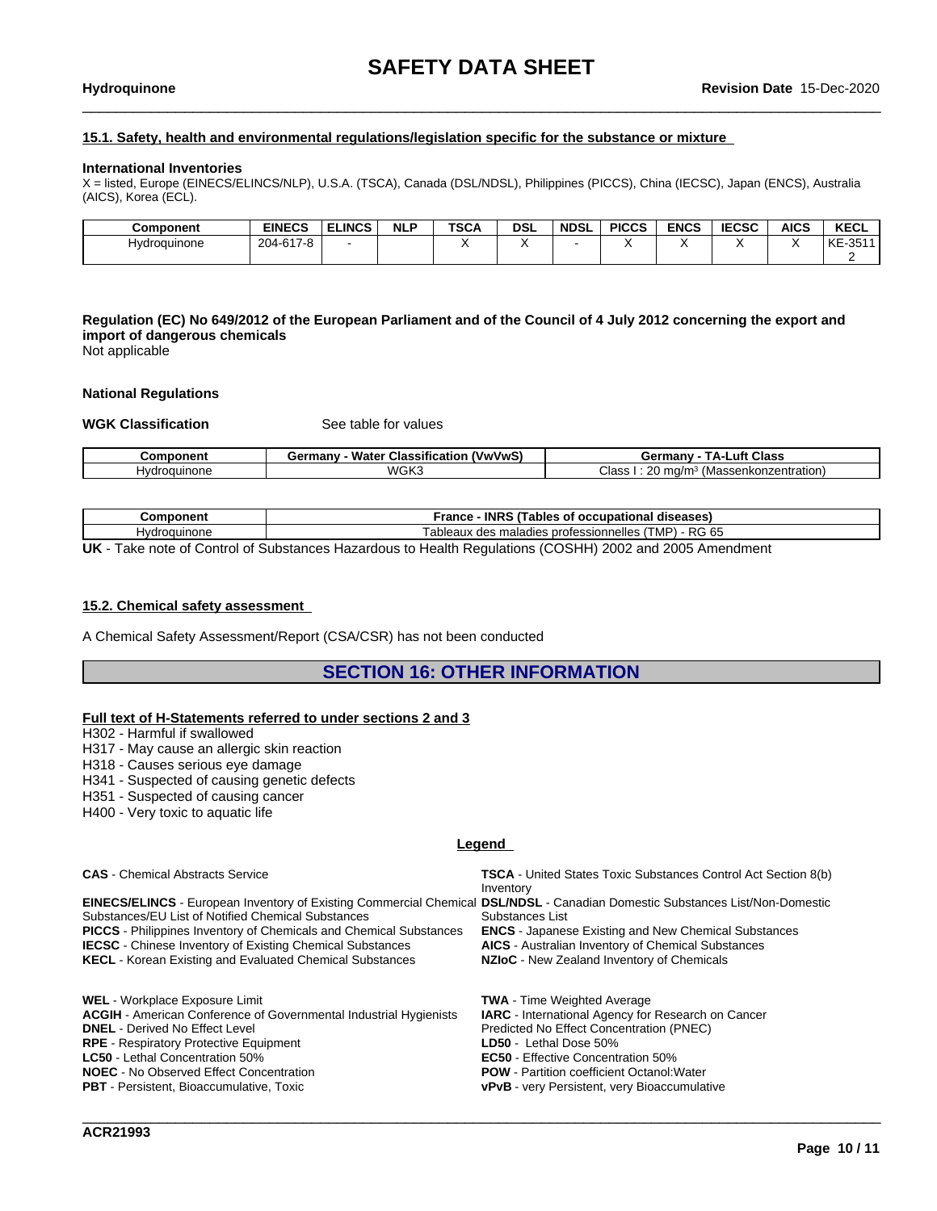## 15.1. Safety, health and environmental regulations/legislation specific for the substance or mixture

**International Inventories**
X = listed, Europe (EINECS/ELINCS/NLP), U.S.A. (TSCA), Canada (DSL/NDSL), Philippines (PICCS), China (IECSC), Japan (ENCS), Australia (AICS), Korea (ECL).

| Component | EINECS | ELINCS | NLP | TSCA | DSL | NDSL | PICCS | ENCS | IECSC | AICS | KECL |
|---|---|---|---|---|---|---|---|---|---|---|---|
| Hydroquinone | 204-617-8 | - | | X | X | - | X | X | X | X | KE-35112 |

**Regulation (EC) No 649/2012 of the European Parliament and of the Council of 4 July 2012 concerning the export and import of dangerous chemicals**
Not applicable

**National Regulations**

**WGK Classification** See table for values

| Component | Germany - Water Classification (VwVwS) | Germany - TA-Luft Class |
|---|---|---|
| Hydroquinone | WGK3 | Class I : 20 mg/m³ (Massenkonzentration) |

| Component | France - INRS (Tables of occupational diseases) |
|---|---|
| Hydroquinone | Tableaux des maladies professionnelles (TMP) - RG 65 |

**UK** - Take note of Control of Substances Hazardous to Health Regulations (COSHH) 2002 and 2005 Amendment

## 15.2. Chemical safety assessment

A Chemical Safety Assessment/Report (CSA/CSR) has not been conducted

# SECTION 16: OTHER INFORMATION

**Full text of H-Statements referred to under sections 2 and 3**

H302 - Harmful if swallowed
H317 - May cause an allergic skin reaction
H318 - Causes serious eye damage
H341 - Suspected of causing genetic defects
H351 - Suspected of causing cancer
H400 - Very toxic to aquatic life

**Legend**

**CAS** - Chemical Abstracts Service
**TSCA** - United States Toxic Substances Control Act Section 8(b) Inventory
**EINECS/ELINCS** - European Inventory of Existing Commercial Chemical Substances/EU List of Notified Chemical Substances
**DSL/NDSL** - Canadian Domestic Substances List/Non-Domestic Substances List
**PICCS** - Philippines Inventory of Chemicals and Chemical Substances
**ENCS** - Japanese Existing and New Chemical Substances
**IECSC** - Chinese Inventory of Existing Chemical Substances
**AICS** - Australian Inventory of Chemical Substances
**KECL** - Korean Existing and Evaluated Chemical Substances
**NZIoC** - New Zealand Inventory of Chemicals

**WEL** - Workplace Exposure Limit
**TWA** - Time Weighted Average
**ACGIH** - American Conference of Governmental Industrial Hygienists
**IARC** - International Agency for Research on Cancer
**DNEL** - Derived No Effect Level
Predicted No Effect Concentration (PNEC)
**RPE** - Respiratory Protective Equipment
**LD50** - Lethal Dose 50%
**LC50** - Lethal Concentration 50%
**EC50** - Effective Concentration 50%
**NOEC** - No Observed Effect Concentration
**POW** - Partition coefficient Octanol:Water
**PBT** - Persistent, Bioaccumulative, Toxic
**vPvB** - very Persistent, very Bioaccumulative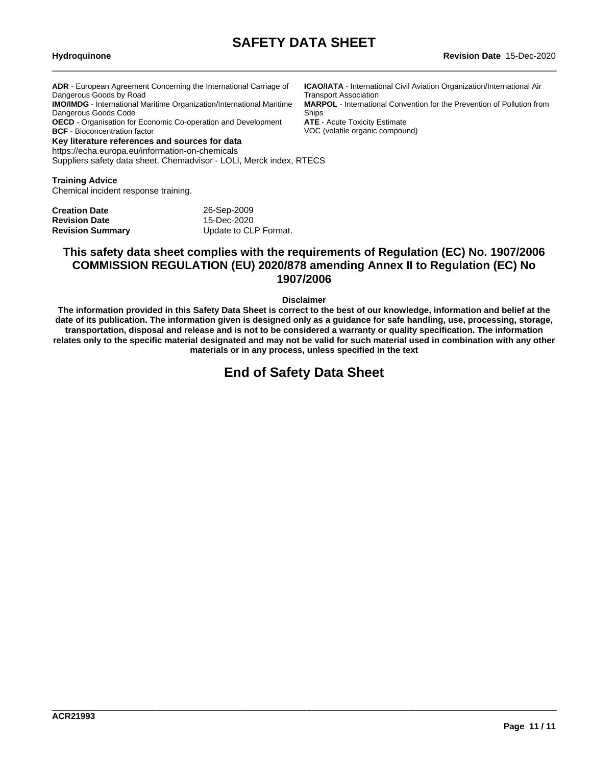**ADR** - European Agreement Concerning the International Carriage of Dangerous Goods by Road
**IMO/IMDG** - International Maritime Organization/International Maritime Dangerous Goods Code
**OECD** - Organisation for Economic Co-operation and Development
**BCF** - Bioconcentration factor

**ICAO/IATA** - International Civil Aviation Organization/International Air Transport Association
**MARPOL** - International Convention for the Prevention of Pollution from Ships
**ATE** - Acute Toxicity Estimate
VOC (volatile organic compound)

**Key literature references and sources for data**
https://echa.europa.eu/information-on-chemicals
Suppliers safety data sheet, Chemadvisor - LOLI, Merck index, RTECS

**Training Advice**
Chemical incident response training.

| | |
|---|---|
| **Creation Date** | 26-Sep-2009 |
| **Revision Date** | 15-Dec-2020 |
| **Revision Summary** | Update to CLP Format. |

### This safety data sheet complies with the requirements of Regulation (EC) No. 1907/2006 COMMISSION REGULATION (EU) 2020/878 amending Annex II to Regulation (EC) No 1907/2006

**Disclaimer**

**The information provided in this Safety Data Sheet is correct to the best of our knowledge, information and belief at the date of its publication. The information given is designed only as a guidance for safe handling, use, processing, storage, transportation, disposal and release and is not to be considered a warranty or quality specification. The information relates only to the specific material designated and may not be valid for such material used in combination with any other materials or in any process, unless specified in the text**

## End of Safety Data Sheet